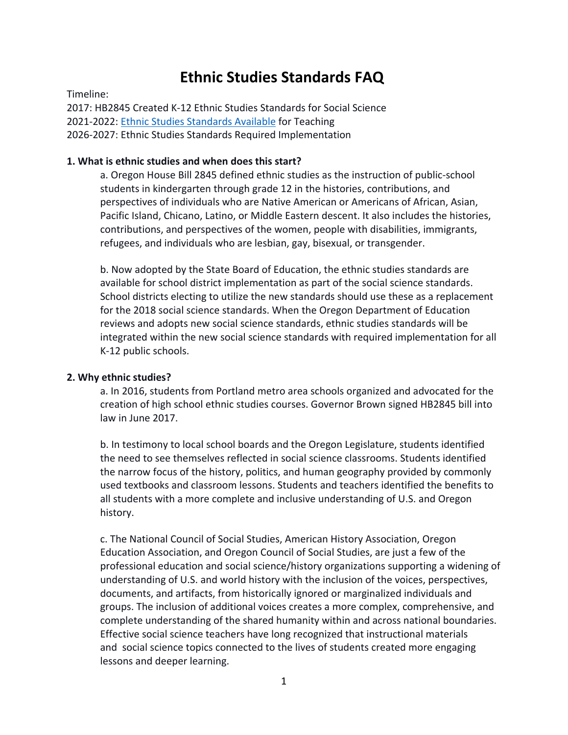# Ethnic Studies Standards FAQ

Timeline:
2017: HB2845 Created K-12 Ethnic Studies Standards for Social Science
2021-2022: Ethnic Studies Standards Available for Teaching
2026-2027: Ethnic Studies Standards Required Implementation

**1. What is ethnic studies and when does this start?**

a. Oregon House Bill 2845 defined ethnic studies as the instruction of public-school students in kindergarten through grade 12 in the histories, contributions, and perspectives of individuals who are Native American or Americans of African, Asian, Pacific Island, Chicano, Latino, or Middle Eastern descent. It also includes the histories, contributions, and perspectives of the women, people with disabilities, immigrants, refugees, and individuals who are lesbian, gay, bisexual, or transgender.

b. Now adopted by the State Board of Education, the ethnic studies standards are available for school district implementation as part of the social science standards. School districts electing to utilize the new standards should use these as a replacement for the 2018 social science standards. When the Oregon Department of Education reviews and adopts new social science standards, ethnic studies standards will be integrated within the new social science standards with required implementation for all K-12 public schools.

**2. Why ethnic studies?**

a. In 2016, students from Portland metro area schools organized and advocated for the creation of high school ethnic studies courses. Governor Brown signed HB2845 bill into law in June 2017.

b. In testimony to local school boards and the Oregon Legislature, students identified the need to see themselves reflected in social science classrooms. Students identified the narrow focus of the history, politics, and human geography provided by commonly used textbooks and classroom lessons. Students and teachers identified the benefits to all students with a more complete and inclusive understanding of U.S. and Oregon history.

c. The National Council of Social Studies, American History Association, Oregon Education Association, and Oregon Council of Social Studies, are just a few of the professional education and social science/history organizations supporting a widening of understanding of U.S. and world history with the inclusion of the voices, perspectives, documents, and artifacts, from historically ignored or marginalized individuals and groups. The inclusion of additional voices creates a more complex, comprehensive, and complete understanding of the shared humanity within and across national boundaries. Effective social science teachers have long recognized that instructional materials and social science topics connected to the lives of students created more engaging lessons and deeper learning.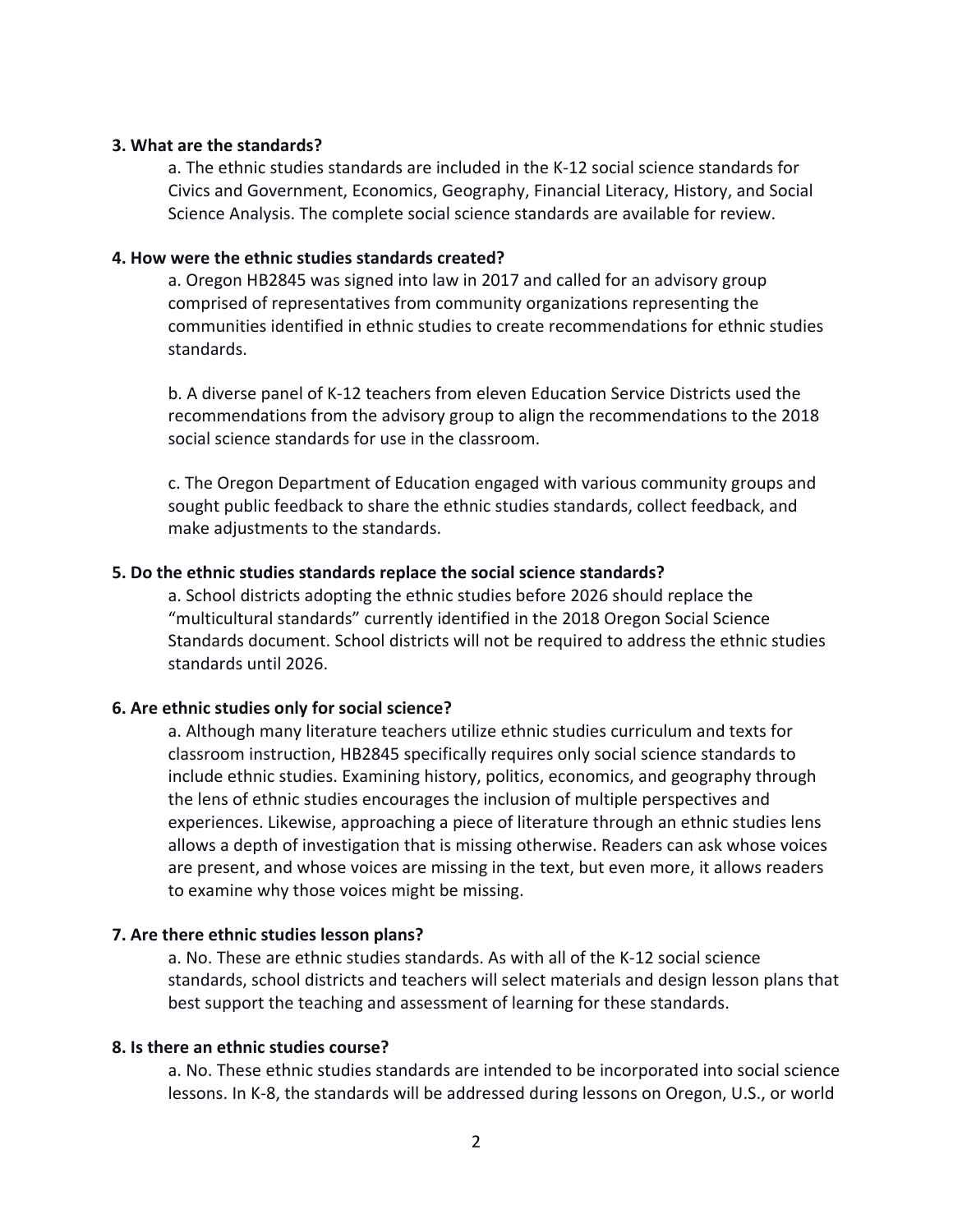**3. What are the standards?**

a. The ethnic studies standards are included in the K-12 social science standards for Civics and Government, Economics, Geography, Financial Literacy, History, and Social Science Analysis. The complete social science standards are available for review.

**4. How were the ethnic studies standards created?**

a. Oregon HB2845 was signed into law in 2017 and called for an advisory group comprised of representatives from community organizations representing the communities identified in ethnic studies to create recommendations for ethnic studies standards.

b. A diverse panel of K-12 teachers from eleven Education Service Districts used the recommendations from the advisory group to align the recommendations to the 2018 social science standards for use in the classroom.

c. The Oregon Department of Education engaged with various community groups and sought public feedback to share the ethnic studies standards, collect feedback, and make adjustments to the standards.

**5. Do the ethnic studies standards replace the social science standards?**

a. School districts adopting the ethnic studies before 2026 should replace the "multicultural standards" currently identified in the 2018 Oregon Social Science Standards document. School districts will not be required to address the ethnic studies standards until 2026.

**6. Are ethnic studies only for social science?**

a. Although many literature teachers utilize ethnic studies curriculum and texts for classroom instruction, HB2845 specifically requires only social science standards to include ethnic studies. Examining history, politics, economics, and geography through the lens of ethnic studies encourages the inclusion of multiple perspectives and experiences. Likewise, approaching a piece of literature through an ethnic studies lens allows a depth of investigation that is missing otherwise. Readers can ask whose voices are present, and whose voices are missing in the text, but even more, it allows readers to examine why those voices might be missing.

**7. Are there ethnic studies lesson plans?**

a. No. These are ethnic studies standards. As with all of the K-12 social science standards, school districts and teachers will select materials and design lesson plans that best support the teaching and assessment of learning for these standards.

**8. Is there an ethnic studies course?**

a. No. These ethnic studies standards are intended to be incorporated into social science lessons. In K-8, the standards will be addressed during lessons on Oregon, U.S., or world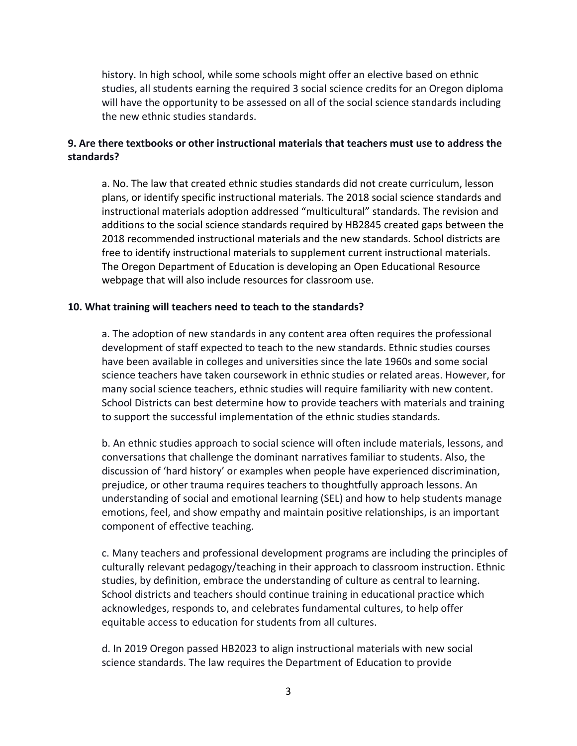history. In high school, while some schools might offer an elective based on ethnic studies, all students earning the required 3 social science credits for an Oregon diploma will have the opportunity to be assessed on all of the social science standards including the new ethnic studies standards.

**9. Are there textbooks or other instructional materials that teachers must use to address the standards?**

a. No. The law that created ethnic studies standards did not create curriculum, lesson plans, or identify specific instructional materials. The 2018 social science standards and instructional materials adoption addressed "multicultural" standards. The revision and additions to the social science standards required by HB2845 created gaps between the 2018 recommended instructional materials and the new standards. School districts are free to identify instructional materials to supplement current instructional materials. The Oregon Department of Education is developing an Open Educational Resource webpage that will also include resources for classroom use.

**10. What training will teachers need to teach to the standards?**

a. The adoption of new standards in any content area often requires the professional development of staff expected to teach to the new standards. Ethnic studies courses have been available in colleges and universities since the late 1960s and some social science teachers have taken coursework in ethnic studies or related areas. However, for many social science teachers, ethnic studies will require familiarity with new content. School Districts can best determine how to provide teachers with materials and training to support the successful implementation of the ethnic studies standards.

b. An ethnic studies approach to social science will often include materials, lessons, and conversations that challenge the dominant narratives familiar to students. Also, the discussion of 'hard history' or examples when people have experienced discrimination, prejudice, or other trauma requires teachers to thoughtfully approach lessons. An understanding of social and emotional learning (SEL) and how to help students manage emotions, feel, and show empathy and maintain positive relationships, is an important component of effective teaching.

c. Many teachers and professional development programs are including the principles of culturally relevant pedagogy/teaching in their approach to classroom instruction. Ethnic studies, by definition, embrace the understanding of culture as central to learning. School districts and teachers should continue training in educational practice which acknowledges, responds to, and celebrates fundamental cultures, to help offer equitable access to education for students from all cultures.

d. In 2019 Oregon passed HB2023 to align instructional materials with new social science standards. The law requires the Department of Education to provide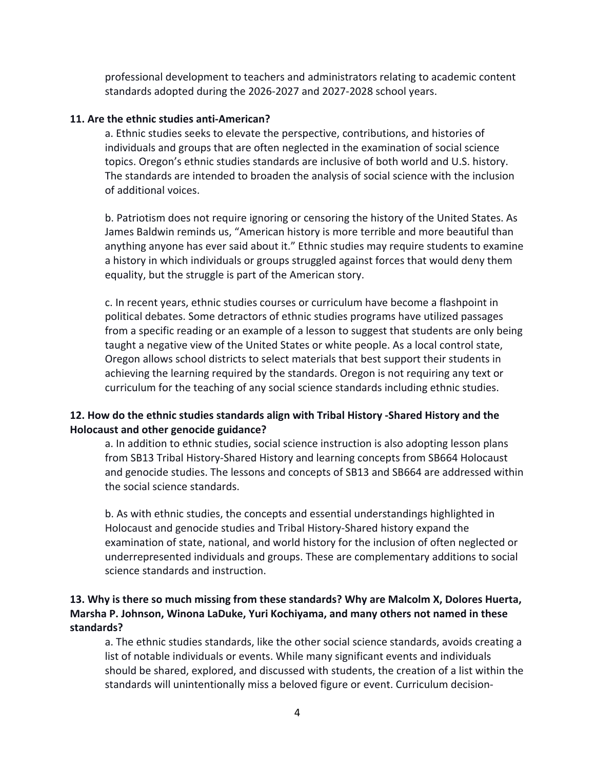professional development to teachers and administrators relating to academic content standards adopted during the 2026-2027 and 2027-2028 school years.

**11. Are the ethnic studies anti-American?**

a. Ethnic studies seeks to elevate the perspective, contributions, and histories of individuals and groups that are often neglected in the examination of social science topics. Oregon's ethnic studies standards are inclusive of both world and U.S. history. The standards are intended to broaden the analysis of social science with the inclusion of additional voices.

b. Patriotism does not require ignoring or censoring the history of the United States. As James Baldwin reminds us, "American history is more terrible and more beautiful than anything anyone has ever said about it." Ethnic studies may require students to examine a history in which individuals or groups struggled against forces that would deny them equality, but the struggle is part of the American story.

c. In recent years, ethnic studies courses or curriculum have become a flashpoint in political debates. Some detractors of ethnic studies programs have utilized passages from a specific reading or an example of a lesson to suggest that students are only being taught a negative view of the United States or white people. As a local control state, Oregon allows school districts to select materials that best support their students in achieving the learning required by the standards. Oregon is not requiring any text or curriculum for the teaching of any social science standards including ethnic studies.

**12. How do the ethnic studies standards align with Tribal History -Shared History and the Holocaust and other genocide guidance?**

a. In addition to ethnic studies, social science instruction is also adopting lesson plans from SB13 Tribal History-Shared History and learning concepts from SB664 Holocaust and genocide studies. The lessons and concepts of SB13 and SB664 are addressed within the social science standards.

b. As with ethnic studies, the concepts and essential understandings highlighted in Holocaust and genocide studies and Tribal History-Shared history expand the examination of state, national, and world history for the inclusion of often neglected or underrepresented individuals and groups. These are complementary additions to social science standards and instruction.

**13. Why is there so much missing from these standards? Why are Malcolm X, Dolores Huerta, Marsha P. Johnson, Winona LaDuke, Yuri Kochiyama, and many others not named in these standards?**

a. The ethnic studies standards, like the other social science standards, avoids creating a list of notable individuals or events. While many significant events and individuals should be shared, explored, and discussed with students, the creation of a list within the standards will unintentionally miss a beloved figure or event. Curriculum decision-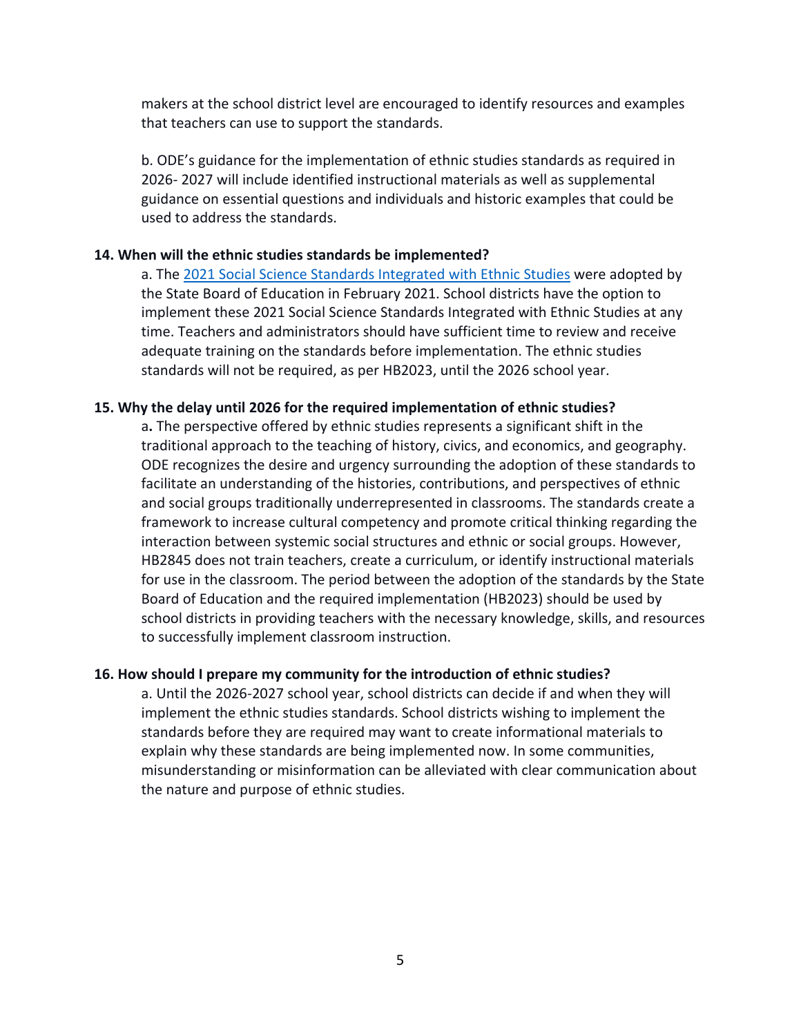makers at the school district level are encouraged to identify resources and examples that teachers can use to support the standards.

b. ODE's guidance for the implementation of ethnic studies standards as required in 2026- 2027 will include identified instructional materials as well as supplemental guidance on essential questions and individuals and historic examples that could be used to address the standards.

**14. When will the ethnic studies standards be implemented?**

a. The [2021 Social Science Standards Integrated with Ethnic Studies]() were adopted by the State Board of Education in February 2021. School districts have the option to implement these 2021 Social Science Standards Integrated with Ethnic Studies at any time. Teachers and administrators should have sufficient time to review and receive adequate training on the standards before implementation. The ethnic studies standards will not be required, as per HB2023, until the 2026 school year.

**15. Why the delay until 2026 for the required implementation of ethnic studies?**

a**.** The perspective offered by ethnic studies represents a significant shift in the traditional approach to the teaching of history, civics, and economics, and geography. ODE recognizes the desire and urgency surrounding the adoption of these standards to facilitate an understanding of the histories, contributions, and perspectives of ethnic and social groups traditionally underrepresented in classrooms. The standards create a framework to increase cultural competency and promote critical thinking regarding the interaction between systemic social structures and ethnic or social groups. However, HB2845 does not train teachers, create a curriculum, or identify instructional materials for use in the classroom. The period between the adoption of the standards by the State Board of Education and the required implementation (HB2023) should be used by school districts in providing teachers with the necessary knowledge, skills, and resources to successfully implement classroom instruction.

**16. How should I prepare my community for the introduction of ethnic studies?**

a. Until the 2026-2027 school year, school districts can decide if and when they will implement the ethnic studies standards. School districts wishing to implement the standards before they are required may want to create informational materials to explain why these standards are being implemented now. In some communities, misunderstanding or misinformation can be alleviated with clear communication about the nature and purpose of ethnic studies.